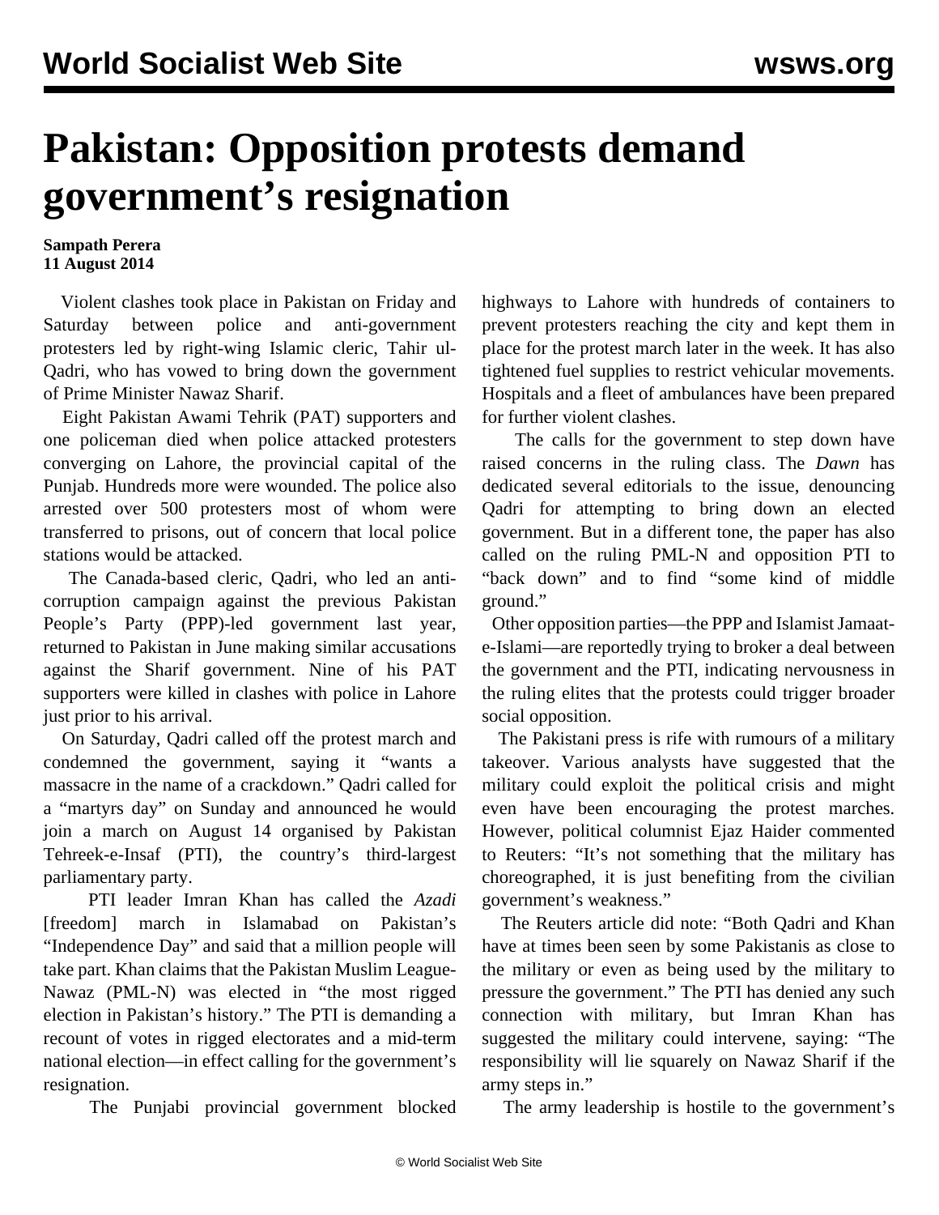# Pakistan: Opposition protests demand government's resignation

**Sampath Perera**
**11 August 2014**

Violent clashes took place in Pakistan on Friday and Saturday between police and anti-government protesters led by right-wing Islamic cleric, Tahir ul-Qadri, who has vowed to bring down the government of Prime Minister Nawaz Sharif.

Eight Pakistan Awami Tehrik (PAT) supporters and one policeman died when police attacked protesters converging on Lahore, the provincial capital of the Punjab. Hundreds more were wounded. The police also arrested over 500 protesters most of whom were transferred to prisons, out of concern that local police stations would be attacked.

The Canada-based cleric, Qadri, who led an anti-corruption campaign against the previous Pakistan People's Party (PPP)-led government last year, returned to Pakistan in June making similar accusations against the Sharif government. Nine of his PAT supporters were killed in clashes with police in Lahore just prior to his arrival.

On Saturday, Qadri called off the protest march and condemned the government, saying it "wants a massacre in the name of a crackdown." Qadri called for a "martyrs day" on Sunday and announced he would join a march on August 14 organised by Pakistan Tehreek-e-Insaf (PTI), the country's third-largest parliamentary party.

PTI leader Imran Khan has called the *Azadi* [freedom] march in Islamabad on Pakistan's "Independence Day" and said that a million people will take part. Khan claims that the Pakistan Muslim League-Nawaz (PML-N) was elected in "the most rigged election in Pakistan's history." The PTI is demanding a recount of votes in rigged electorates and a mid-term national election—in effect calling for the government's resignation.

The Punjabi provincial government blocked highways to Lahore with hundreds of containers to prevent protesters reaching the city and kept them in place for the protest march later in the week. It has also tightened fuel supplies to restrict vehicular movements. Hospitals and a fleet of ambulances have been prepared for further violent clashes.

The calls for the government to step down have raised concerns in the ruling class. The *Dawn* has dedicated several editorials to the issue, denouncing Qadri for attempting to bring down an elected government. But in a different tone, the paper has also called on the ruling PML-N and opposition PTI to "back down" and to find "some kind of middle ground."

Other opposition parties—the PPP and Islamist Jamaat-e-Islami—are reportedly trying to broker a deal between the government and the PTI, indicating nervousness in the ruling elites that the protests could trigger broader social opposition.

The Pakistani press is rife with rumours of a military takeover. Various analysts have suggested that the military could exploit the political crisis and might even have been encouraging the protest marches. However, political columnist Ejaz Haider commented to Reuters: "It's not something that the military has choreographed, it is just benefiting from the civilian government's weakness."

The Reuters article did note: "Both Qadri and Khan have at times been seen by some Pakistanis as close to the military or even as being used by the military to pressure the government." The PTI has denied any such connection with military, but Imran Khan has suggested the military could intervene, saying: "The responsibility will lie squarely on Nawaz Sharif if the army steps in."

The army leadership is hostile to the government's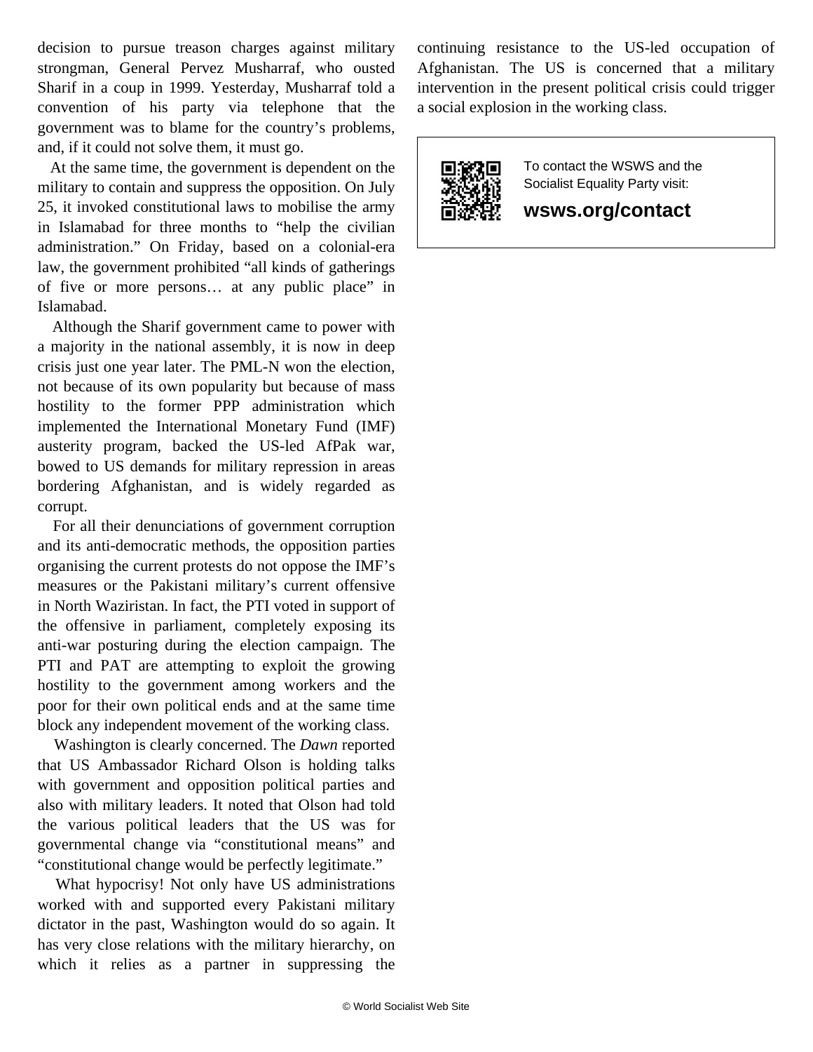decision to pursue treason charges against military strongman, General Pervez Musharraf, who ousted Sharif in a coup in 1999. Yesterday, Musharraf told a convention of his party via telephone that the government was to blame for the country's problems, and, if it could not solve them, it must go.

At the same time, the government is dependent on the military to contain and suppress the opposition. On July 25, it invoked constitutional laws to mobilise the army in Islamabad for three months to "help the civilian administration." On Friday, based on a colonial-era law, the government prohibited "all kinds of gatherings of five or more persons… at any public place" in Islamabad.

Although the Sharif government came to power with a majority in the national assembly, it is now in deep crisis just one year later. The PML-N won the election, not because of its own popularity but because of mass hostility to the former PPP administration which implemented the International Monetary Fund (IMF) austerity program, backed the US-led AfPak war, bowed to US demands for military repression in areas bordering Afghanistan, and is widely regarded as corrupt.

For all their denunciations of government corruption and its anti-democratic methods, the opposition parties organising the current protests do not oppose the IMF's measures or the Pakistani military's current offensive in North Waziristan. In fact, the PTI voted in support of the offensive in parliament, completely exposing its anti-war posturing during the election campaign. The PTI and PAT are attempting to exploit the growing hostility to the government among workers and the poor for their own political ends and at the same time block any independent movement of the working class.

Washington is clearly concerned. The *Dawn* reported that US Ambassador Richard Olson is holding talks with government and opposition political parties and also with military leaders. It noted that Olson had told the various political leaders that the US was for governmental change via "constitutional means" and "constitutional change would be perfectly legitimate."

What hypocrisy! Not only have US administrations worked with and supported every Pakistani military dictator in the past, Washington would do so again. It has very close relations with the military hierarchy, on which it relies as a partner in suppressing the continuing resistance to the US-led occupation of Afghanistan. The US is concerned that a military intervention in the present political crisis could trigger a social explosion in the working class.

To contact the WSWS and the Socialist Equality Party visit:

**wsws.org/contact**